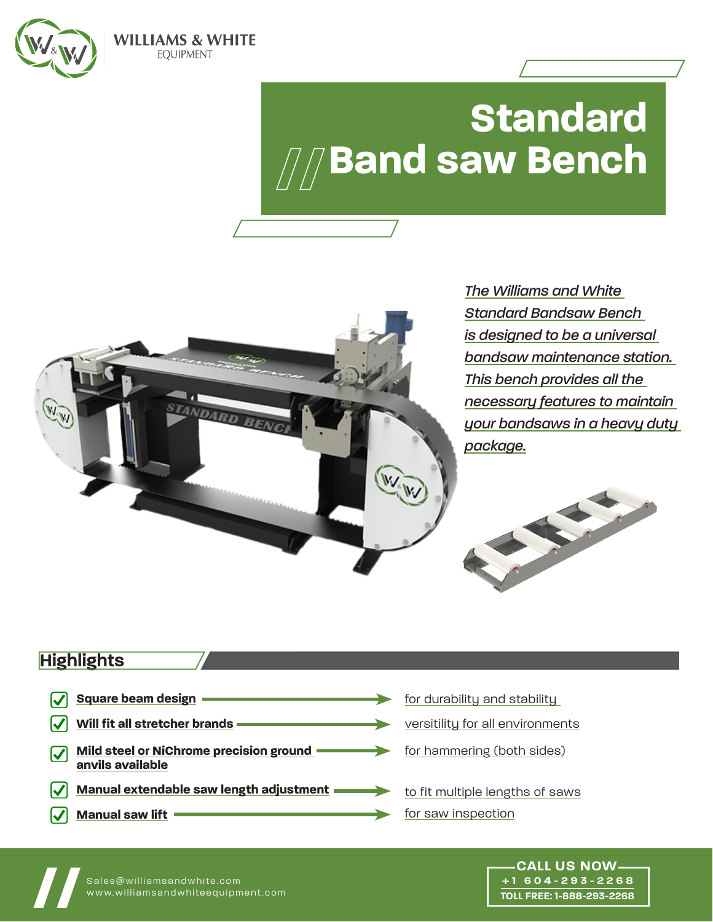WILLIAMS & WHITE
EQUIPMENT

# Standard
# Band saw Bench

*The Williams and White Standard Bandsaw Bench is designed to be a universal bandsaw maintenance station. This bench provides all the necessary features to maintain your bandsaws in a heavy duty package.*

## Highlights

- **Square beam design** → for durability and stability
- **Will fit all stretcher brands** → versitility for all environments
- **Mild steel or NiChrome precision ground anvils available** → for hammering (both sides)
- **Manual extendable saw length adjustment** → to fit multiple lengths of saws
- **Manual saw lift** → for saw inspection

Sales@williamsandwhite.com
www.williamsandwhiteequipment.com

**CALL US NOW**
**+1 604-293-2268**
**TOLL FREE: 1-888-293-2268**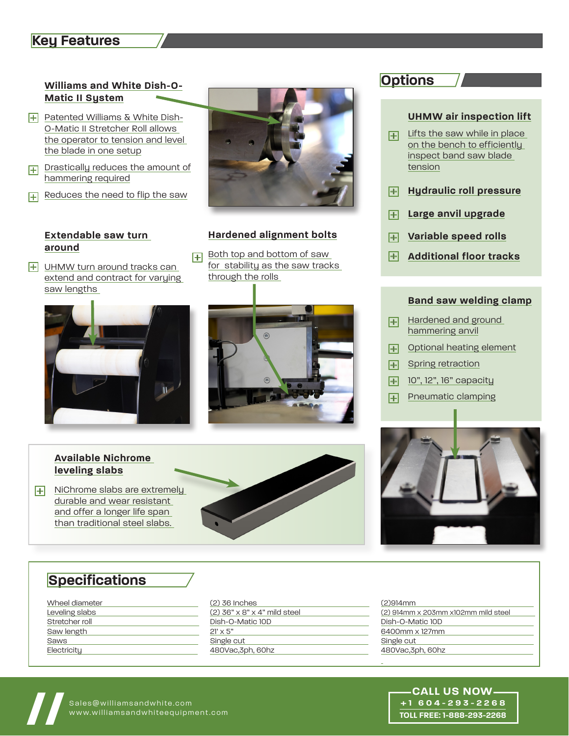## Key Features

### Williams and White Dish-O-Matic II System

- Patented Williams & White Dish-O-Matic II Stretcher Roll allows the operator to tension and level the blade in one setup
- Drastically reduces the amount of hammering required
- Reduces the need to flip the saw

### Extendable saw turn around

- UHMW turn around tracks can extend and contract for varying saw lengths

### Hardened alignment bolts

- Both top and bottom of saw for stability as the saw tracks through the rolls

### Available Nichrome leveling slabs

- NiChrome slabs are extremely durable and wear resistant and offer a longer life span than traditional steel slabs.

## Options

### UHMW air inspection lift

- Lifts the saw while in place on the bench to efficiently inspect band saw blade tension
- **Hydraulic roll pressure**
- **Large anvil upgrade**
- **Variable speed rolls**
- **Additional floor tracks**

### Band saw welding clamp

- Hardened and ground hammering anvil
- Optional heating element
- Spring retraction
- 10", 12", 16" capacity
- Pneumatic clamping

## Specifications

| | | |
|---|---|---|
| Wheel diameter | (2) 36 Inches | (2)914mm |
| Leveling slabs | (2) 36" x 8" x 4" mild steel | (2) 914mm x 203mm x102mm mild steel |
| Stretcher roll | Dish-O-Matic 10D | Dish-O-Matic 10D |
| Saw length | 21' x 5" | 6400mm x 127mm |
| Saws | Single cut | Single cut |
| Electricity | 480Vac,3ph, 60hz | 480Vac,3ph, 60hz |

Sales@williamsandwhite.com
www.williamsandwhiteequipment.com

**CALL US NOW**
**+1 604-293-2268**
**TOLL FREE: 1-888-293-2268**